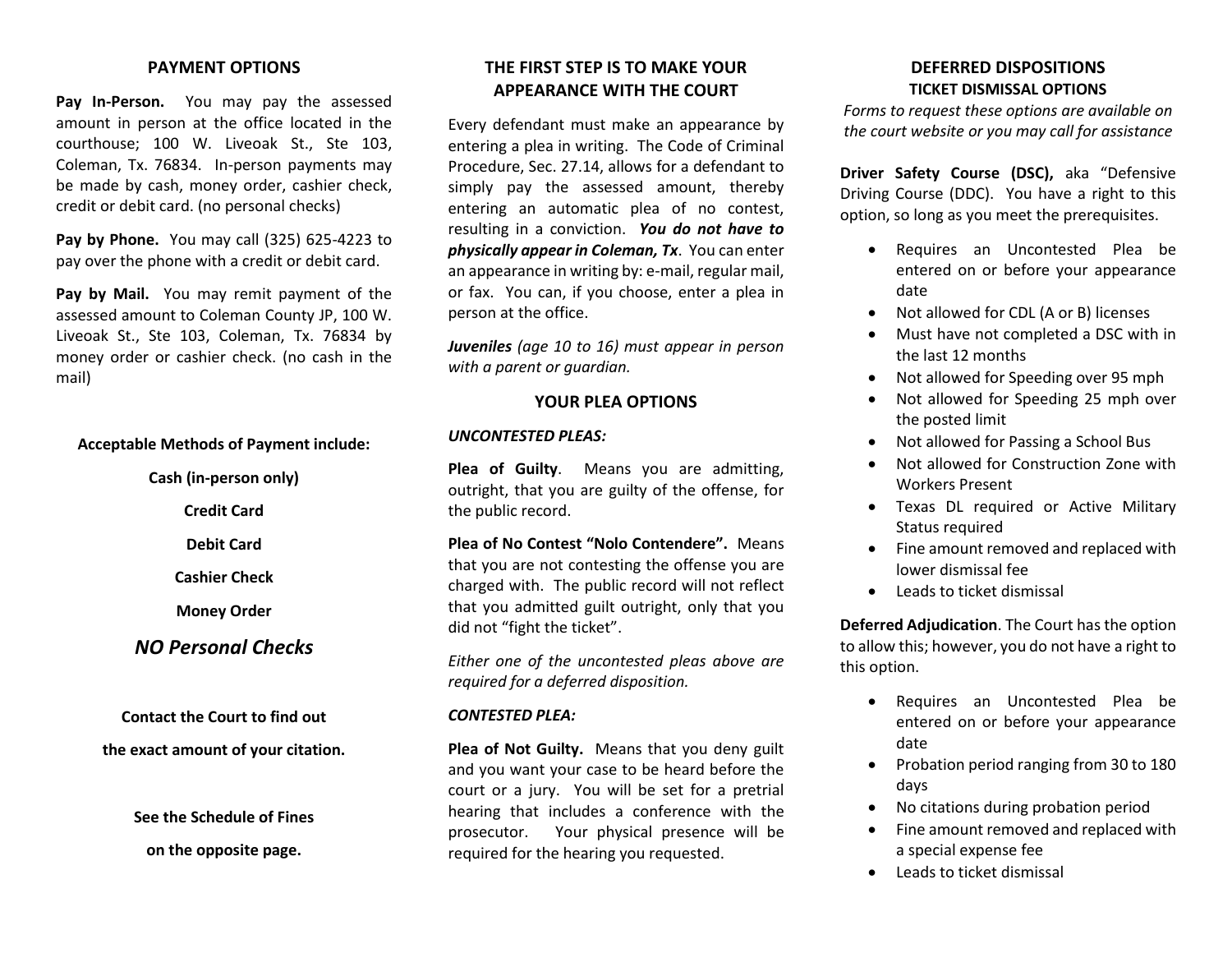## PAYMENT OPTIONS

**Pay In-Person.** You may pay the assessed amount in person at the office located in the courthouse; 100 W. Liveoak St., Ste 103, Coleman, Tx. 76834. In-person payments may be made by cash, money order, cashier check, credit or debit card. (no personal checks)

**Pay by Phone.** You may call (325) 625-4223 to pay over the phone with a credit or debit card.

**Pay by Mail.** You may remit payment of the assessed amount to Coleman County JP, 100 W. Liveoak St., Ste 103, Coleman, Tx. 76834 by money order or cashier check. (no cash in the mail)

**Acceptable Methods of Payment include:**

**Cash (in-person only)**

**Credit Card**

**Debit Card**

**Cashier Check**

**Money Order**

***NO Personal Checks***

**Contact the Court to find out the exact amount of your citation.**

**See the Schedule of Fines on the opposite page.**

## THE FIRST STEP IS TO MAKE YOUR APPEARANCE WITH THE COURT

Every defendant must make an appearance by entering a plea in writing. The Code of Criminal Procedure, Sec. 27.14, allows for a defendant to simply pay the assessed amount, thereby entering an automatic plea of no contest, resulting in a conviction. ***You do not have to physically appear in Coleman, Tx***. You can enter an appearance in writing by: e-mail, regular mail, or fax. You can, if you choose, enter a plea in person at the office.

***Juveniles*** *(age 10 to 16) must appear in person with a parent or guardian.*

## YOUR PLEA OPTIONS

***UNCONTESTED PLEAS:***

**Plea of Guilty**. Means you are admitting, outright, that you are guilty of the offense, for the public record.

**Plea of No Contest "Nolo Contendere".** Means that you are not contesting the offense you are charged with. The public record will not reflect that you admitted guilt outright, only that you did not "fight the ticket".

*Either one of the uncontested pleas above are required for a deferred disposition.*

***CONTESTED PLEA:***

**Plea of Not Guilty.** Means that you deny guilt and you want your case to be heard before the court or a jury. You will be set for a pretrial hearing that includes a conference with the prosecutor. Your physical presence will be required for the hearing you requested.

## DEFERRED DISPOSITIONS

### TICKET DISMISSAL OPTIONS

*Forms to request these options are available on the court website or you may call for assistance*

**Driver Safety Course (DSC),** aka "Defensive Driving Course (DDC). You have a right to this option, so long as you meet the prerequisites.

- Requires an Uncontested Plea be entered on or before your appearance date
- Not allowed for CDL (A or B) licenses
- Must have not completed a DSC with in the last 12 months
- Not allowed for Speeding over 95 mph
- Not allowed for Speeding 25 mph over the posted limit
- Not allowed for Passing a School Bus
- Not allowed for Construction Zone with Workers Present
- Texas DL required or Active Military Status required
- Fine amount removed and replaced with lower dismissal fee
- Leads to ticket dismissal

**Deferred Adjudication**. The Court has the option to allow this; however, you do not have a right to this option.

- Requires an Uncontested Plea be entered on or before your appearance date
- Probation period ranging from 30 to 180 days
- No citations during probation period
- Fine amount removed and replaced with a special expense fee
- Leads to ticket dismissal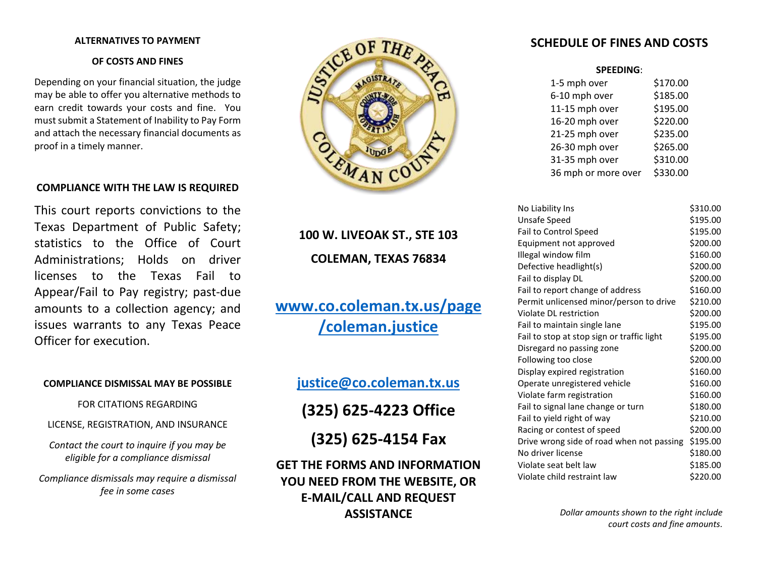**ALTERNATIVES TO PAYMENT**

**OF COSTS AND FINES**

Depending on your financial situation, the judge may be able to offer you alternative methods to earn credit towards your costs and fine. You must submit a Statement of Inability to Pay Form and attach the necessary financial documents as proof in a timely manner.

**COMPLIANCE WITH THE LAW IS REQUIRED**

This court reports convictions to the Texas Department of Public Safety; statistics to the Office of Court Administrations; Holds on driver licenses to the Texas Fail to Appear/Fail to Pay registry; past-due amounts to a collection agency; and issues warrants to any Texas Peace Officer for execution.

**COMPLIANCE DISMISSAL MAY BE POSSIBLE**

FOR CITATIONS REGARDING

LICENSE, REGISTRATION, AND INSURANCE

*Contact the court to inquire if you may be eligible for a compliance dismissal*

*Compliance dismissals may require a dismissal fee in some cases*

JUSTICE OF THE PEACE MAGISTRATE COUNTY-WIDE ROBERT J NASH JUDGE COLEMAN COUNTY

**100 W. LIVEOAK ST., STE 103**

**COLEMAN, TEXAS 76834**

**www.co.coleman.tx.us/page/coleman.justice**

**justice@co.coleman.tx.us**

**(325) 625-4223 Office**

**(325) 625-4154 Fax**

**GET THE FORMS AND INFORMATION YOU NEED FROM THE WEBSITE, OR E-MAIL/CALL AND REQUEST ASSISTANCE**

## SCHEDULE OF FINES AND COSTS

**SPEEDING**:

| | |
|---|---|
| 1-5 mph over | $170.00 |
| 6-10 mph over | $185.00 |
| 11-15 mph over | $195.00 |
| 16-20 mph over | $220.00 |
| 21-25 mph over | $235.00 |
| 26-30 mph over | $265.00 |
| 31-35 mph over | $310.00 |
| 36 mph or more over | $330.00 |

| | |
|---|---|
| No Liability Ins | $310.00 |
| Unsafe Speed | $195.00 |
| Fail to Control Speed | $195.00 |
| Equipment not approved | $200.00 |
| Illegal window film | $160.00 |
| Defective headlight(s) | $200.00 |
| Fail to display DL | $200.00 |
| Fail to report change of address | $160.00 |
| Permit unlicensed minor/person to drive | $210.00 |
| Violate DL restriction | $200.00 |
| Fail to maintain single lane | $195.00 |
| Fail to stop at stop sign or traffic light | $195.00 |
| Disregard no passing zone | $200.00 |
| Following too close | $200.00 |
| Display expired registration | $160.00 |
| Operate unregistered vehicle | $160.00 |
| Violate farm registration | $160.00 |
| Fail to signal lane change or turn | $180.00 |
| Fail to yield right of way | $210.00 |
| Racing or contest of speed | $200.00 |
| Drive wrong side of road when not passing | $195.00 |
| No driver license | $180.00 |
| Violate seat belt law | $185.00 |
| Violate child restraint law | $220.00 |

*Dollar amounts shown to the right include court costs and fine amounts.*